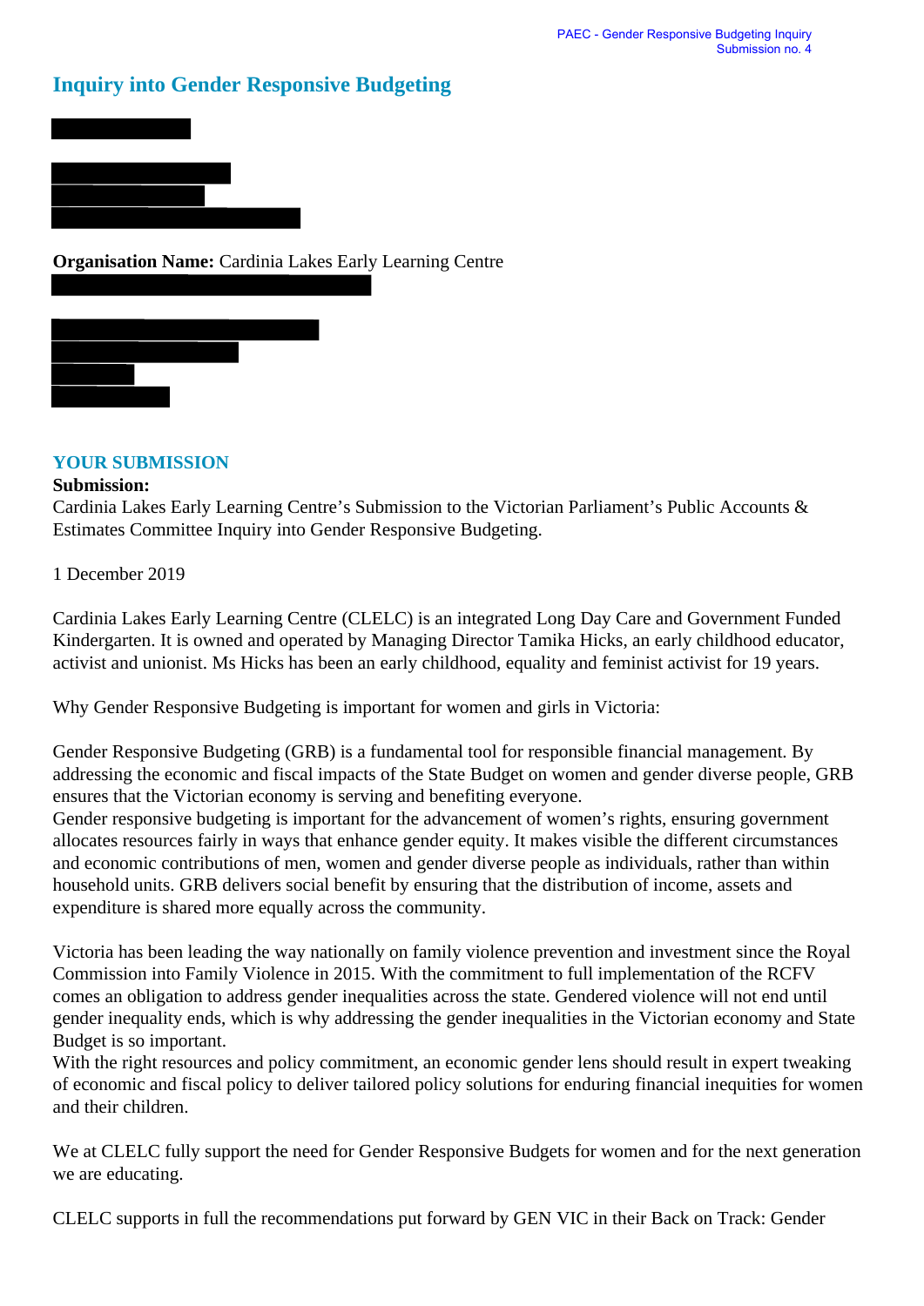# Inquiry into Gender Responsive Budgeting

**Organisation Name:** Cardinia Lakes Early Learning Centre

## YOUR SUBMISSION

**Submission:**

Cardinia Lakes Early Learning Centre's Submission to the Victorian Parliament's Public Accounts & Estimates Committee Inquiry into Gender Responsive Budgeting.

1 December 2019

Cardinia Lakes Early Learning Centre (CLELC) is an integrated Long Day Care and Government Funded Kindergarten. It is owned and operated by Managing Director Tamika Hicks, an early childhood educator, activist and unionist. Ms Hicks has been an early childhood, equality and feminist activist for 19 years.

Why Gender Responsive Budgeting is important for women and girls in Victoria:

Gender Responsive Budgeting (GRB) is a fundamental tool for responsible financial management. By addressing the economic and fiscal impacts of the State Budget on women and gender diverse people, GRB ensures that the Victorian economy is serving and benefiting everyone.

Gender responsive budgeting is important for the advancement of women's rights, ensuring government allocates resources fairly in ways that enhance gender equity. It makes visible the different circumstances and economic contributions of men, women and gender diverse people as individuals, rather than within household units. GRB delivers social benefit by ensuring that the distribution of income, assets and expenditure is shared more equally across the community.

Victoria has been leading the way nationally on family violence prevention and investment since the Royal Commission into Family Violence in 2015. With the commitment to full implementation of the RCFV comes an obligation to address gender inequalities across the state. Gendered violence will not end until gender inequality ends, which is why addressing the gender inequalities in the Victorian economy and State Budget is so important.

With the right resources and policy commitment, an economic gender lens should result in expert tweaking of economic and fiscal policy to deliver tailored policy solutions for enduring financial inequities for women and their children.

We at CLELC fully support the need for Gender Responsive Budgets for women and for the next generation we are educating.

CLELC supports in full the recommendations put forward by GEN VIC in their Back on Track: Gender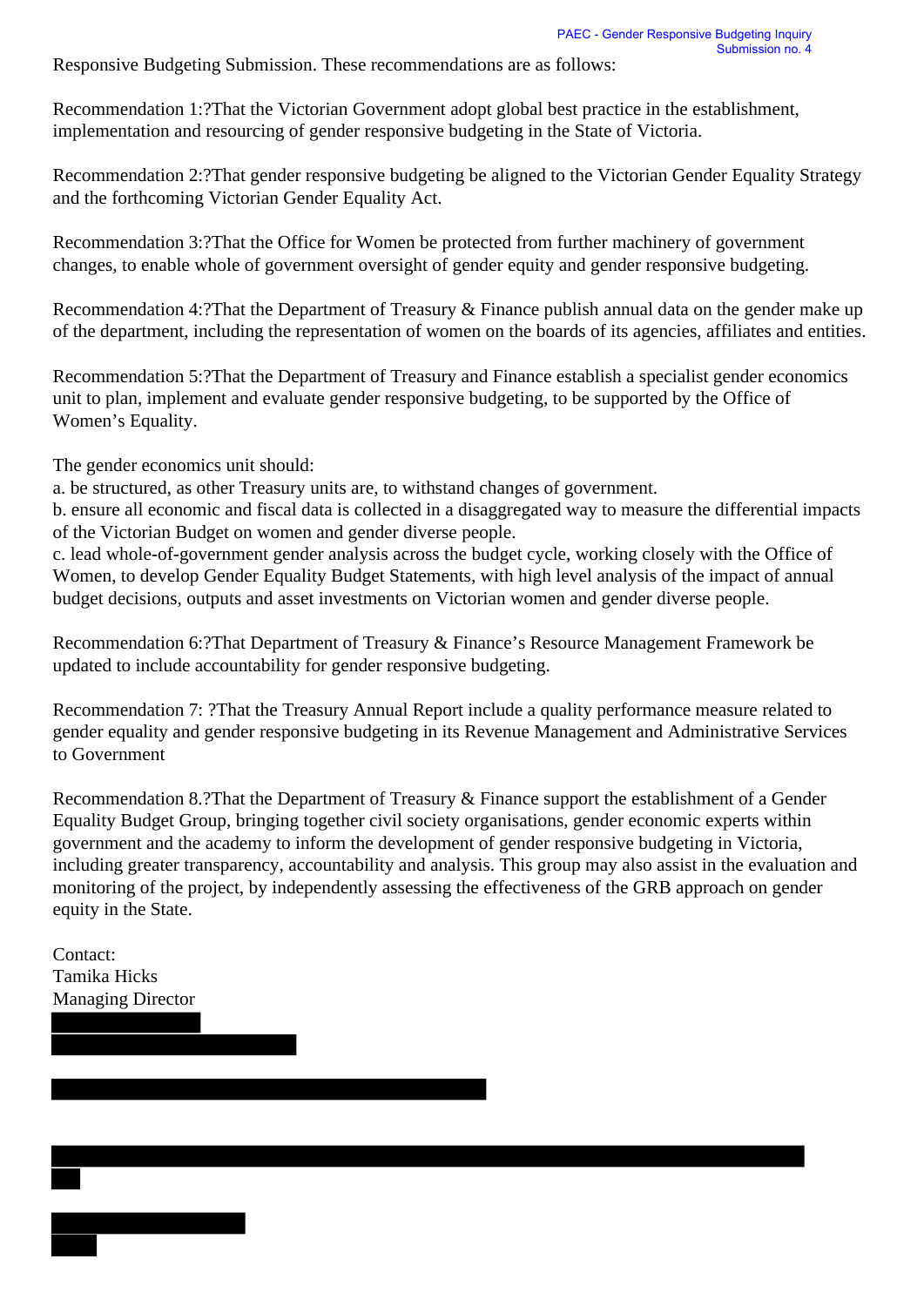Responsive Budgeting Submission. These recommendations are as follows:

Recommendation 1:?That the Victorian Government adopt global best practice in the establishment, implementation and resourcing of gender responsive budgeting in the State of Victoria.

Recommendation 2:?That gender responsive budgeting be aligned to the Victorian Gender Equality Strategy and the forthcoming Victorian Gender Equality Act.

Recommendation 3:?That the Office for Women be protected from further machinery of government changes, to enable whole of government oversight of gender equity and gender responsive budgeting.

Recommendation 4:?That the Department of Treasury & Finance publish annual data on the gender make up of the department, including the representation of women on the boards of its agencies, affiliates and entities.

Recommendation 5:?That the Department of Treasury and Finance establish a specialist gender economics unit to plan, implement and evaluate gender responsive budgeting, to be supported by the Office of Women's Equality.

The gender economics unit should:
a. be structured, as other Treasury units are, to withstand changes of government.
b. ensure all economic and fiscal data is collected in a disaggregated way to measure the differential impacts of the Victorian Budget on women and gender diverse people.
c. lead whole-of-government gender analysis across the budget cycle, working closely with the Office of Women, to develop Gender Equality Budget Statements, with high level analysis of the impact of annual budget decisions, outputs and asset investments on Victorian women and gender diverse people.

Recommendation 6:?That Department of Treasury & Finance's Resource Management Framework be updated to include accountability for gender responsive budgeting.

Recommendation 7: ?That the Treasury Annual Report include a quality performance measure related to gender equality and gender responsive budgeting in its Revenue Management and Administrative Services to Government

Recommendation 8.?That the Department of Treasury & Finance support the establishment of a Gender Equality Budget Group, bringing together civil society organisations, gender economic experts within government and the academy to inform the development of gender responsive budgeting in Victoria, including greater transparency, accountability and analysis. This group may also assist in the evaluation and monitoring of the project, by independently assessing the effectiveness of the GRB approach on gender equity in the State.

Contact:
Tamika Hicks
Managing Director